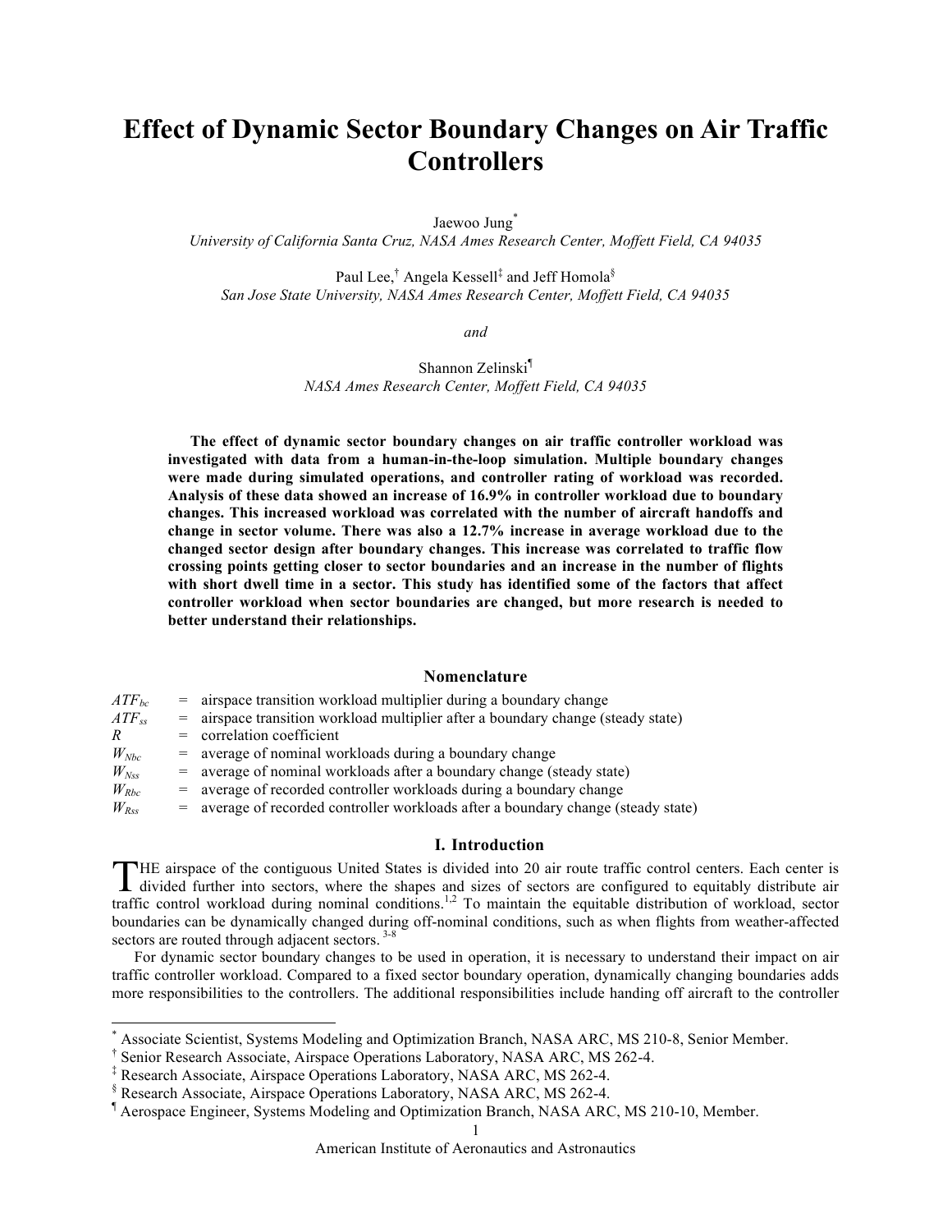# Effect of Dynamic Sector Boundary Changes on Air Traffic Controllers

Jaewoo Jung[*]
*University of California Santa Cruz, NASA Ames Research Center, Moffett Field, CA 94035*

Paul Lee,[†] Angela Kessell[‡] and Jeff Homola[§]
*San Jose State University, NASA Ames Research Center, Moffett Field, CA 94035*

*and*

Shannon Zelinski[¶]
*NASA Ames Research Center, Moffett Field, CA 94035*

**The effect of dynamic sector boundary changes on air traffic controller workload was investigated with data from a human-in-the-loop simulation. Multiple boundary changes were made during simulated operations, and controller rating of workload was recorded. Analysis of these data showed an increase of 16.9% in controller workload due to boundary changes. This increased workload was correlated with the number of aircraft handoffs and change in sector volume. There was also a 12.7% increase in average workload due to the changed sector design after boundary changes. This increase was correlated to traffic flow crossing points getting closer to sector boundaries and an increase in the number of flights with short dwell time in a sector. This study has identified some of the factors that affect controller workload when sector boundaries are changed, but more research is needed to better understand their relationships.**

## Nomenclature

| | | |
|---|---|---|
| $ATF_{bc}$ | = | airspace transition workload multiplier during a boundary change |
| $ATF_{ss}$ | = | airspace transition workload multiplier after a boundary change (steady state) |
| $R$ | = | correlation coefficient |
| $W_{Nbc}$ | = | average of nominal workloads during a boundary change |
| $W_{Nss}$ | = | average of nominal workloads after a boundary change (steady state) |
| $W_{Rbc}$ | = | average of recorded controller workloads during a boundary change |
| $W_{Rss}$ | = | average of recorded controller workloads after a boundary change (steady state) |

## I. Introduction

THE airspace of the contiguous United States is divided into 20 air route traffic control centers. Each center is divided further into sectors, where the shapes and sizes of sectors are configured to equitably distribute air traffic control workload during nominal conditions.[1,2] To maintain the equitable distribution of workload, sector boundaries can be dynamically changed during off-nominal conditions, such as when flights from weather-affected sectors are routed through adjacent sectors.[3-8]

For dynamic sector boundary changes to be used in operation, it is necessary to understand their impact on air traffic controller workload. Compared to a fixed sector boundary operation, dynamically changing boundaries adds more responsibilities to the controllers. The additional responsibilities include handing off aircraft to the controller

---

[*] Associate Scientist, Systems Modeling and Optimization Branch, NASA ARC, MS 210-8, Senior Member.
[†] Senior Research Associate, Airspace Operations Laboratory, NASA ARC, MS 262-4.
[‡] Research Associate, Airspace Operations Laboratory, NASA ARC, MS 262-4.
[§] Research Associate, Airspace Operations Laboratory, NASA ARC, MS 262-4.
[¶] Aerospace Engineer, Systems Modeling and Optimization Branch, NASA ARC, MS 210-10, Member.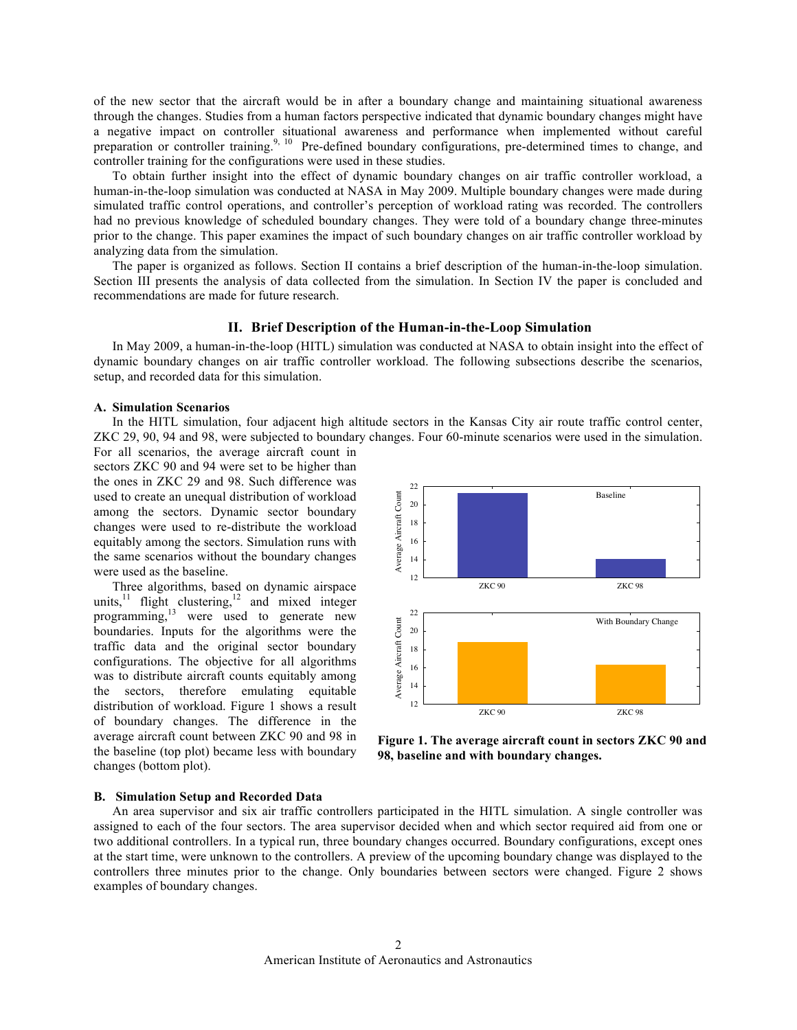of the new sector that the aircraft would be in after a boundary change and maintaining situational awareness through the changes. Studies from a human factors perspective indicated that dynamic boundary changes might have a negative impact on controller situational awareness and performance when implemented without careful preparation or controller training.[9, 10] Pre-defined boundary configurations, pre-determined times to change, and controller training for the configurations were used in these studies.

To obtain further insight into the effect of dynamic boundary changes on air traffic controller workload, a human-in-the-loop simulation was conducted at NASA in May 2009. Multiple boundary changes were made during simulated traffic control operations, and controller's perception of workload rating was recorded. The controllers had no previous knowledge of scheduled boundary changes. They were told of a boundary change three-minutes prior to the change. This paper examines the impact of such boundary changes on air traffic controller workload by analyzing data from the simulation.

The paper is organized as follows. Section II contains a brief description of the human-in-the-loop simulation. Section III presents the analysis of data collected from the simulation. In Section IV the paper is concluded and recommendations are made for future research.

## II. Brief Description of the Human-in-the-Loop Simulation

In May 2009, a human-in-the-loop (HITL) simulation was conducted at NASA to obtain insight into the effect of dynamic boundary changes on air traffic controller workload. The following subsections describe the scenarios, setup, and recorded data for this simulation.

### A. Simulation Scenarios

In the HITL simulation, four adjacent high altitude sectors in the Kansas City air route traffic control center, ZKC 29, 90, 94 and 98, were subjected to boundary changes. Four 60-minute scenarios were used in the simulation. For all scenarios, the average aircraft count in sectors ZKC 90 and 94 were set to be higher than the ones in ZKC 29 and 98. Such difference was used to create an unequal distribution of workload among the sectors. Dynamic sector boundary changes were used to re-distribute the workload equitably among the sectors. Simulation runs with the same scenarios without the boundary changes were used as the baseline.

Three algorithms, based on dynamic airspace units,[11] flight clustering,[12] and mixed integer programming,[13] were used to generate new boundaries. Inputs for the algorithms were the traffic data and the original sector boundary configurations. The objective for all algorithms was to distribute aircraft counts equitably among the sectors, therefore emulating equitable distribution of workload. Figure 1 shows a result of boundary changes. The difference in the average aircraft count between ZKC 90 and 98 in the baseline (top plot) became less with boundary changes (bottom plot).

**Figure 1. The average aircraft count in sectors ZKC 90 and 98, baseline and with boundary changes.**

### B. Simulation Setup and Recorded Data

An area supervisor and six air traffic controllers participated in the HITL simulation. A single controller was assigned to each of the four sectors. The area supervisor decided when and which sector required aid from one or two additional controllers. In a typical run, three boundary changes occurred. Boundary configurations, except ones at the start time, were unknown to the controllers. A preview of the upcoming boundary change was displayed to the controllers three minutes prior to the change. Only boundaries between sectors were changed. Figure 2 shows examples of boundary changes.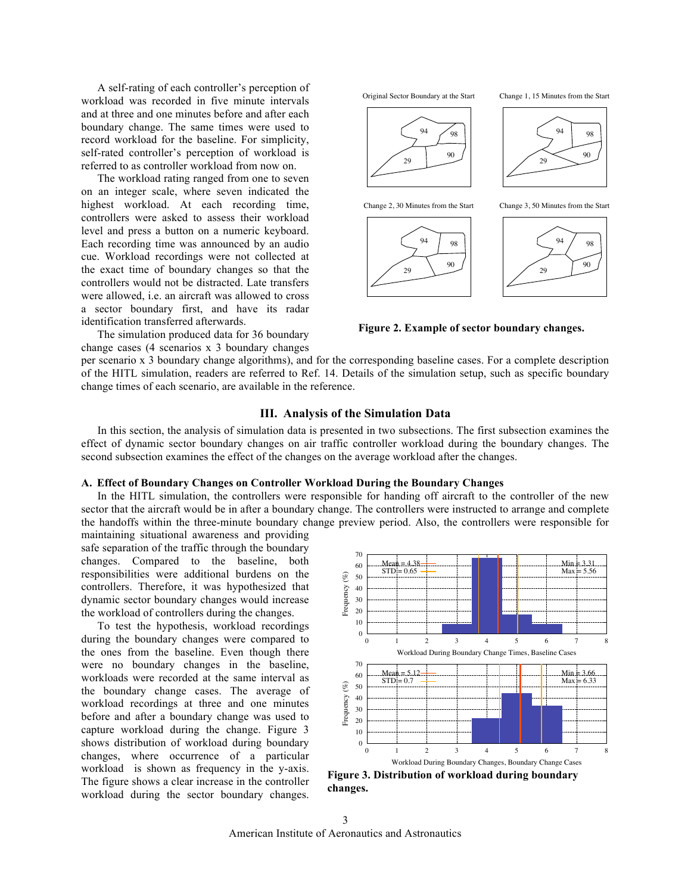A self-rating of each controller's perception of workload was recorded in five minute intervals and at three and one minutes before and after each boundary change. The same times were used to record workload for the baseline. For simplicity, self-rated controller's perception of workload is referred to as controller workload from now on.

The workload rating ranged from one to seven on an integer scale, where seven indicated the highest workload. At each recording time, controllers were asked to assess their workload level and press a button on a numeric keyboard. Each recording time was announced by an audio cue. Workload recordings were not collected at the exact time of boundary changes so that the controllers would not be distracted. Late transfers were allowed, i.e. an aircraft was allowed to cross a sector boundary first, and have its radar identification transferred afterwards.

**Figure 2. Example of sector boundary changes.**

The simulation produced data for 36 boundary change cases (4 scenarios x 3 boundary changes per scenario x 3 boundary change algorithms), and for the corresponding baseline cases. For a complete description of the HITL simulation, readers are referred to Ref. 14. Details of the simulation setup, such as specific boundary change times of each scenario, are available in the reference.

## III. Analysis of the Simulation Data

In this section, the analysis of simulation data is presented in two subsections. The first subsection examines the effect of dynamic sector boundary changes on air traffic controller workload during the boundary changes. The second subsection examines the effect of the changes on the average workload after the changes.

### A. Effect of Boundary Changes on Controller Workload During the Boundary Changes

In the HITL simulation, the controllers were responsible for handing off aircraft to the controller of the new sector that the aircraft would be in after a boundary change. The controllers were instructed to arrange and complete the handoffs within the three-minute boundary change preview period. Also, the controllers were responsible for maintaining situational awareness and providing safe separation of the traffic through the boundary changes. Compared to the baseline, both responsibilities were additional burdens on the controllers. Therefore, it was hypothesized that dynamic sector boundary changes would increase the workload of controllers during the changes.

To test the hypothesis, workload recordings during the boundary changes were compared to the ones from the baseline. Even though there were no boundary changes in the baseline, workloads were recorded at the same interval as the boundary change cases. The average of workload recordings at three and one minutes before and after a boundary change was used to capture workload during the change. Figure 3 shows distribution of workload during boundary changes, where occurrence of a particular workload is shown as frequency in the y-axis. The figure shows a clear increase in the controller workload during the sector boundary changes.

**Figure 3. Distribution of workload during boundary changes.**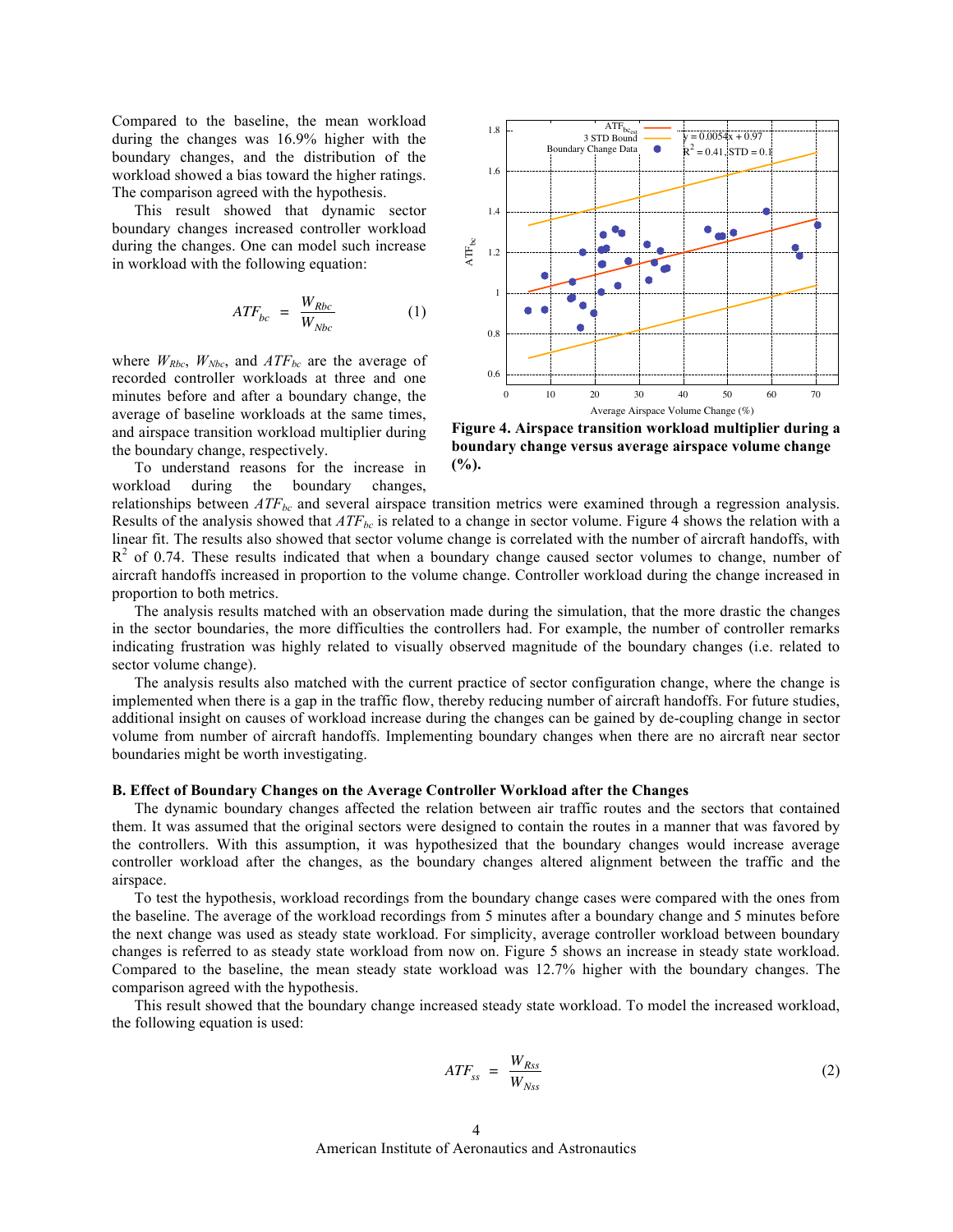Compared to the baseline, the mean workload during the changes was 16.9% higher with the boundary changes, and the distribution of the workload showed a bias toward the higher ratings. The comparison agreed with the hypothesis.

This result showed that dynamic sector boundary changes increased controller workload during the changes. One can model such increase in workload with the following equation:

$$ATF_{bc} = \frac{W_{Rbc}}{W_{Nbc}} \tag{1}$$

where $W_{Rbc}$, $W_{Nbc}$, and $ATF_{bc}$ are the average of recorded controller workloads at three and one minutes before and after a boundary change, the average of baseline workloads at the same times, and airspace transition workload multiplier during the boundary change, respectively.

To understand reasons for the increase in workload during the boundary changes, relationships between $ATF_{bc}$ and several airspace transition metrics were examined through a regression analysis. Results of the analysis showed that $ATF_{bc}$ is related to a change in sector volume. Figure 4 shows the relation with a linear fit. The results also showed that sector volume change is correlated with the number of aircraft handoffs, with $R^2$ of 0.74. These results indicated that when a boundary change caused sector volumes to change, number of aircraft handoffs increased in proportion to the volume change. Controller workload during the change increased in proportion to both metrics.

**Figure 4. Airspace transition workload multiplier during a boundary change versus average airspace volume change (%).**

The analysis results matched with an observation made during the simulation, that the more drastic the changes in the sector boundaries, the more difficulties the controllers had. For example, the number of controller remarks indicating frustration was highly related to visually observed magnitude of the boundary changes (i.e. related to sector volume change).

The analysis results also matched with the current practice of sector configuration change, where the change is implemented when there is a gap in the traffic flow, thereby reducing number of aircraft handoffs. For future studies, additional insight on causes of workload increase during the changes can be gained by de-coupling change in sector volume from number of aircraft handoffs. Implementing boundary changes when there are no aircraft near sector boundaries might be worth investigating.

### B. Effect of Boundary Changes on the Average Controller Workload after the Changes

The dynamic boundary changes affected the relation between air traffic routes and the sectors that contained them. It was assumed that the original sectors were designed to contain the routes in a manner that was favored by the controllers. With this assumption, it was hypothesized that the boundary changes would increase average controller workload after the changes, as the boundary changes altered alignment between the traffic and the airspace.

To test the hypothesis, workload recordings from the boundary change cases were compared with the ones from the baseline. The average of the workload recordings from 5 minutes after a boundary change and 5 minutes before the next change was used as steady state workload. For simplicity, average controller workload between boundary changes is referred to as steady state workload from now on. Figure 5 shows an increase in steady state workload. Compared to the baseline, the mean steady state workload was 12.7% higher with the boundary changes. The comparison agreed with the hypothesis.

This result showed that the boundary change increased steady state workload. To model the increased workload, the following equation is used:

$$ATF_{ss} = \frac{W_{Rss}}{W_{Nss}} \tag{2}$$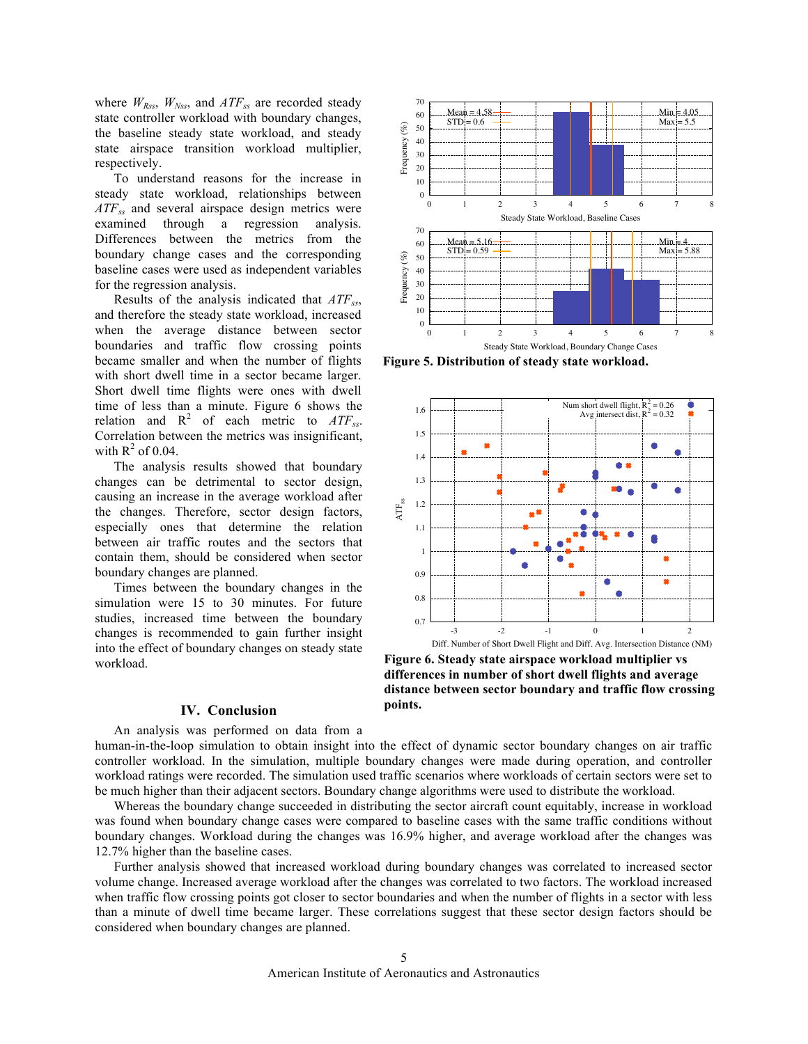where $W_{Rss}$, $W_{Nss}$, and $ATF_{ss}$ are recorded steady state controller workload with boundary changes, the baseline steady state workload, and steady state airspace transition workload multiplier, respectively.

To understand reasons for the increase in steady state workload, relationships between $ATF_{ss}$ and several airspace design metrics were examined through a regression analysis. Differences between the metrics from the boundary change cases and the corresponding baseline cases were used as independent variables for the regression analysis.

Results of the analysis indicated that $ATF_{ss}$, and therefore the steady state workload, increased when the average distance between sector boundaries and traffic flow crossing points became smaller and when the number of flights with short dwell time in a sector became larger. Short dwell time flights were ones with dwell time of less than a minute. Figure 6 shows the relation and $R^2$ of each metric to $ATF_{ss}$. Correlation between the metrics was insignificant, with $R^2$ of 0.04.

The analysis results showed that boundary changes can be detrimental to sector design, causing an increase in the average workload after the changes. Therefore, sector design factors, especially ones that determine the relation between air traffic routes and the sectors that contain them, should be considered when sector boundary changes are planned.

Times between the boundary changes in the simulation were 15 to 30 minutes. For future studies, increased time between the boundary changes is recommended to gain further insight into the effect of boundary changes on steady state workload.

**Figure 5. Distribution of steady state workload.**

**Figure 6. Steady state airspace workload multiplier vs differences in number of short dwell flights and average distance between sector boundary and traffic flow crossing points.**

## IV. Conclusion

An analysis was performed on data from a human-in-the-loop simulation to obtain insight into the effect of dynamic sector boundary changes on air traffic controller workload. In the simulation, multiple boundary changes were made during operation, and controller workload ratings were recorded. The simulation used traffic scenarios where workloads of certain sectors were set to be much higher than their adjacent sectors. Boundary change algorithms were used to distribute the workload.

Whereas the boundary change succeeded in distributing the sector aircraft count equitably, increase in workload was found when boundary change cases were compared to baseline cases with the same traffic conditions without boundary changes. Workload during the changes was 16.9% higher, and average workload after the changes was 12.7% higher than the baseline cases.

Further analysis showed that increased workload during boundary changes was correlated to increased sector volume change. Increased average workload after the changes was correlated to two factors. The workload increased when traffic flow crossing points got closer to sector boundaries and when the number of flights in a sector with less than a minute of dwell time became larger. These correlations suggest that these sector design factors should be considered when boundary changes are planned.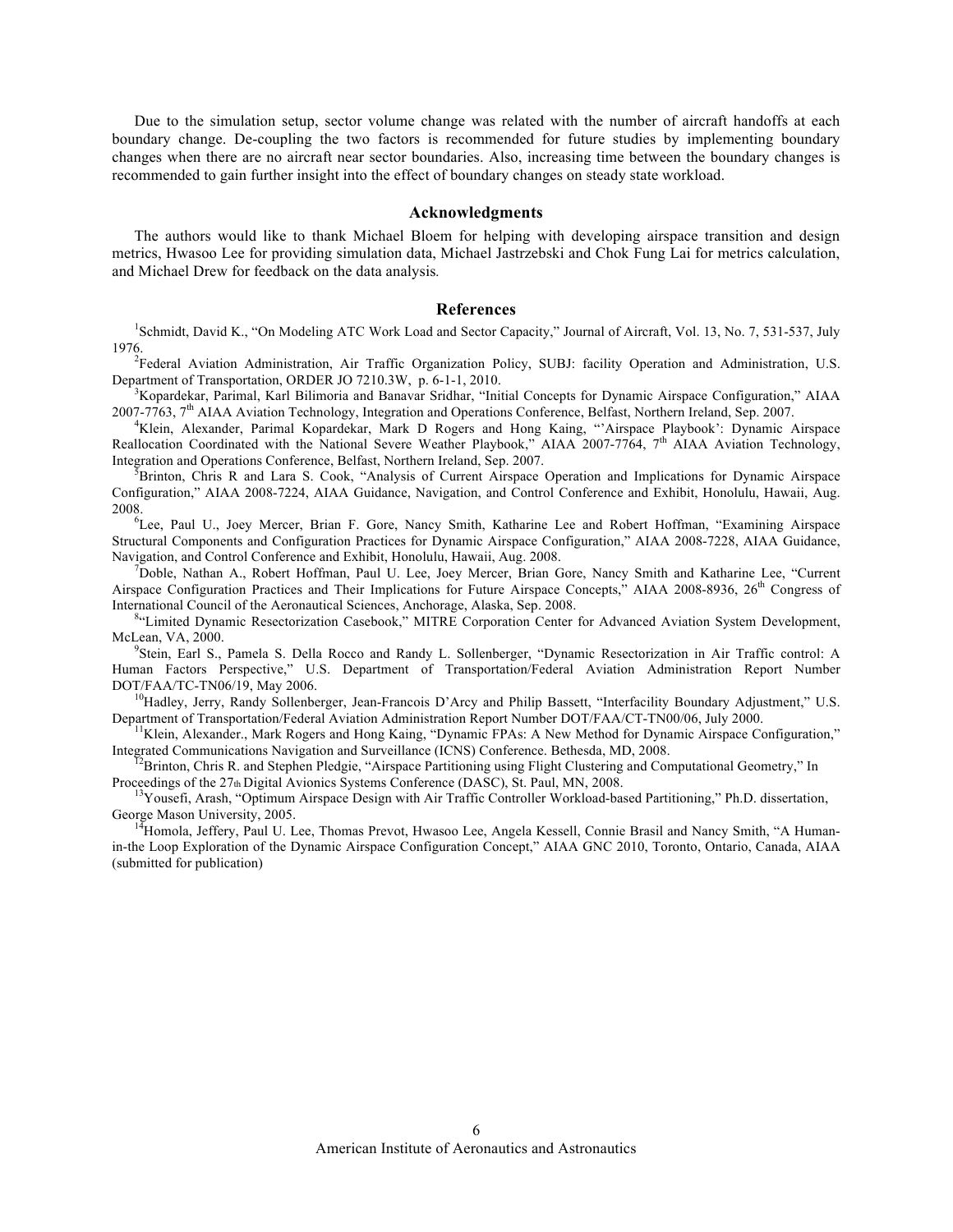Due to the simulation setup, sector volume change was related with the number of aircraft handoffs at each boundary change. De-coupling the two factors is recommended for future studies by implementing boundary changes when there are no aircraft near sector boundaries. Also, increasing time between the boundary changes is recommended to gain further insight into the effect of boundary changes on steady state workload.

## Acknowledgments

The authors would like to thank Michael Bloem for helping with developing airspace transition and design metrics, Hwasoo Lee for providing simulation data, Michael Jastrzebski and Chok Fung Lai for metrics calculation, and Michael Drew for feedback on the data analysis.

## References

[1]Schmidt, David K., "On Modeling ATC Work Load and Sector Capacity," Journal of Aircraft, Vol. 13, No. 7, 531-537, July 1976.

[2]Federal Aviation Administration, Air Traffic Organization Policy, SUBJ: facility Operation and Administration, U.S. Department of Transportation, ORDER JO 7210.3W, p. 6-1-1, 2010.

[3]Kopardekar, Parimal, Karl Bilimoria and Banavar Sridhar, "Initial Concepts for Dynamic Airspace Configuration," AIAA 2007-7763, 7th AIAA Aviation Technology, Integration and Operations Conference, Belfast, Northern Ireland, Sep. 2007.

[4]Klein, Alexander, Parimal Kopardekar, Mark D Rogers and Hong Kaing, "'Airspace Playbook': Dynamic Airspace Reallocation Coordinated with the National Severe Weather Playbook," AIAA 2007-7764, 7th AIAA Aviation Technology, Integration and Operations Conference, Belfast, Northern Ireland, Sep. 2007.

[5]Brinton, Chris R and Lara S. Cook, "Analysis of Current Airspace Operation and Implications for Dynamic Airspace Configuration," AIAA 2008-7224, AIAA Guidance, Navigation, and Control Conference and Exhibit, Honolulu, Hawaii, Aug. 2008.

[6]Lee, Paul U., Joey Mercer, Brian F. Gore, Nancy Smith, Katharine Lee and Robert Hoffman, "Examining Airspace Structural Components and Configuration Practices for Dynamic Airspace Configuration," AIAA 2008-7228, AIAA Guidance, Navigation, and Control Conference and Exhibit, Honolulu, Hawaii, Aug. 2008.

[7]Doble, Nathan A., Robert Hoffman, Paul U. Lee, Joey Mercer, Brian Gore, Nancy Smith and Katharine Lee, "Current Airspace Configuration Practices and Their Implications for Future Airspace Concepts," AIAA 2008-8936, 26th Congress of International Council of the Aeronautical Sciences, Anchorage, Alaska, Sep. 2008.

[8]"Limited Dynamic Resectorization Casebook," MITRE Corporation Center for Advanced Aviation System Development, McLean, VA, 2000.

[9]Stein, Earl S., Pamela S. Della Rocco and Randy L. Sollenberger, "Dynamic Resectorization in Air Traffic control: A Human Factors Perspective," U.S. Department of Transportation/Federal Aviation Administration Report Number DOT/FAA/TC-TN06/19, May 2006.

[10]Hadley, Jerry, Randy Sollenberger, Jean-Francois D'Arcy and Philip Bassett, "Interfacility Boundary Adjustment," U.S. Department of Transportation/Federal Aviation Administration Report Number DOT/FAA/CT-TN00/06, July 2000.

[11]Klein, Alexander., Mark Rogers and Hong Kaing, "Dynamic FPAs: A New Method for Dynamic Airspace Configuration," Integrated Communications Navigation and Surveillance (ICNS) Conference. Bethesda, MD, 2008.

[12]Brinton, Chris R. and Stephen Pledgie, "Airspace Partitioning using Flight Clustering and Computational Geometry," In Proceedings of the 27th Digital Avionics Systems Conference (DASC), St. Paul, MN, 2008.

[13]Yousefi, Arash, "Optimum Airspace Design with Air Traffic Controller Workload-based Partitioning," Ph.D. dissertation, George Mason University, 2005.

[14]Homola, Jeffery, Paul U. Lee, Thomas Prevot, Hwasoo Lee, Angela Kessell, Connie Brasil and Nancy Smith, "A Human-in-the Loop Exploration of the Dynamic Airspace Configuration Concept," AIAA GNC 2010, Toronto, Ontario, Canada, AIAA (submitted for publication)